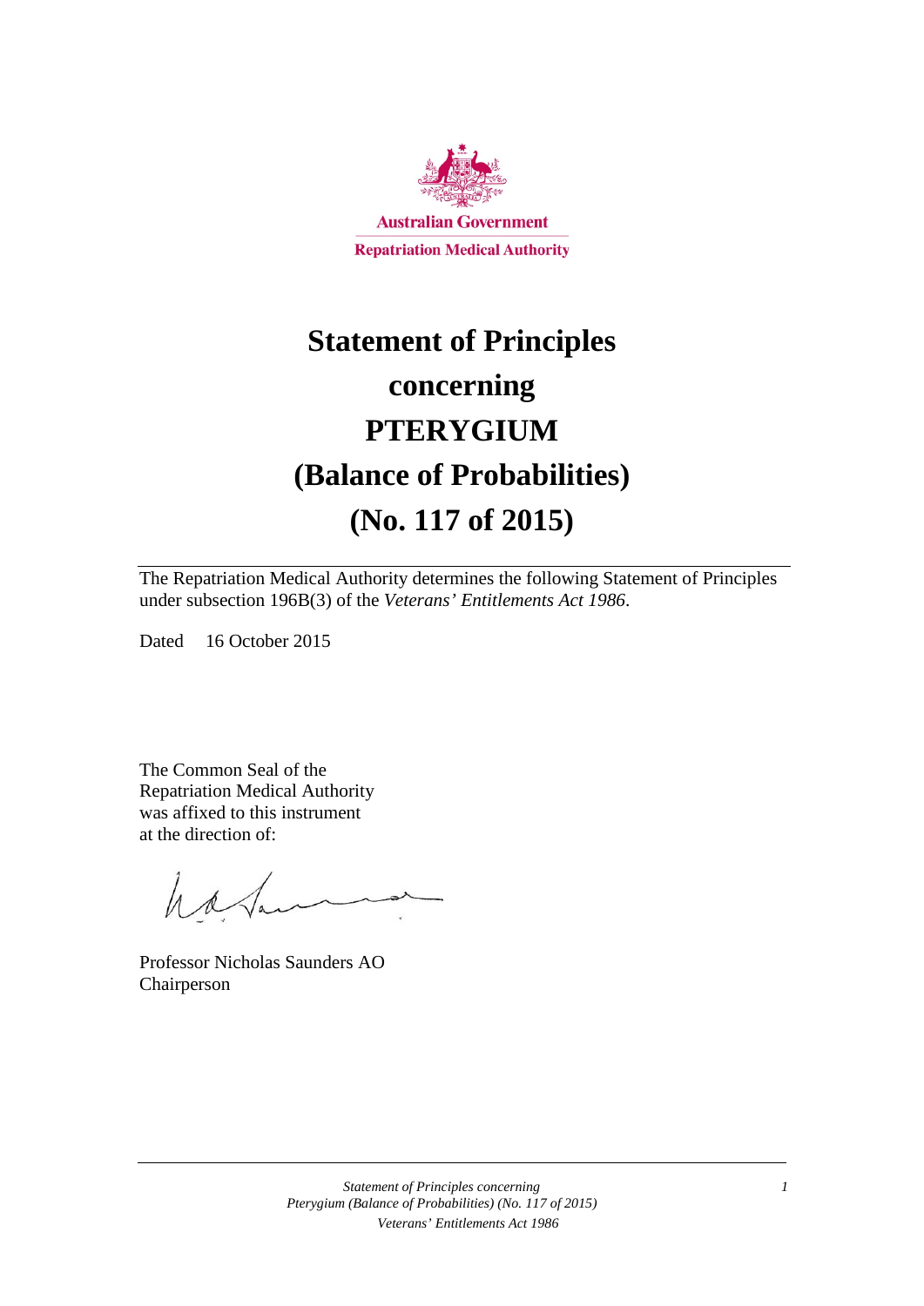Australian Government

Repatriation Medical Authority

# Statement of Principles concerning PTERYGIUM (Balance of Probabilities) (No. 117 of 2015)

The Repatriation Medical Authority determines the following Statement of Principles under subsection 196B(3) of the *Veterans' Entitlements Act 1986*.

Dated 16 October 2015

The Common Seal of the
Repatriation Medical Authority
was affixed to this instrument
at the direction of:

Professor Nicholas Saunders AO
Chairperson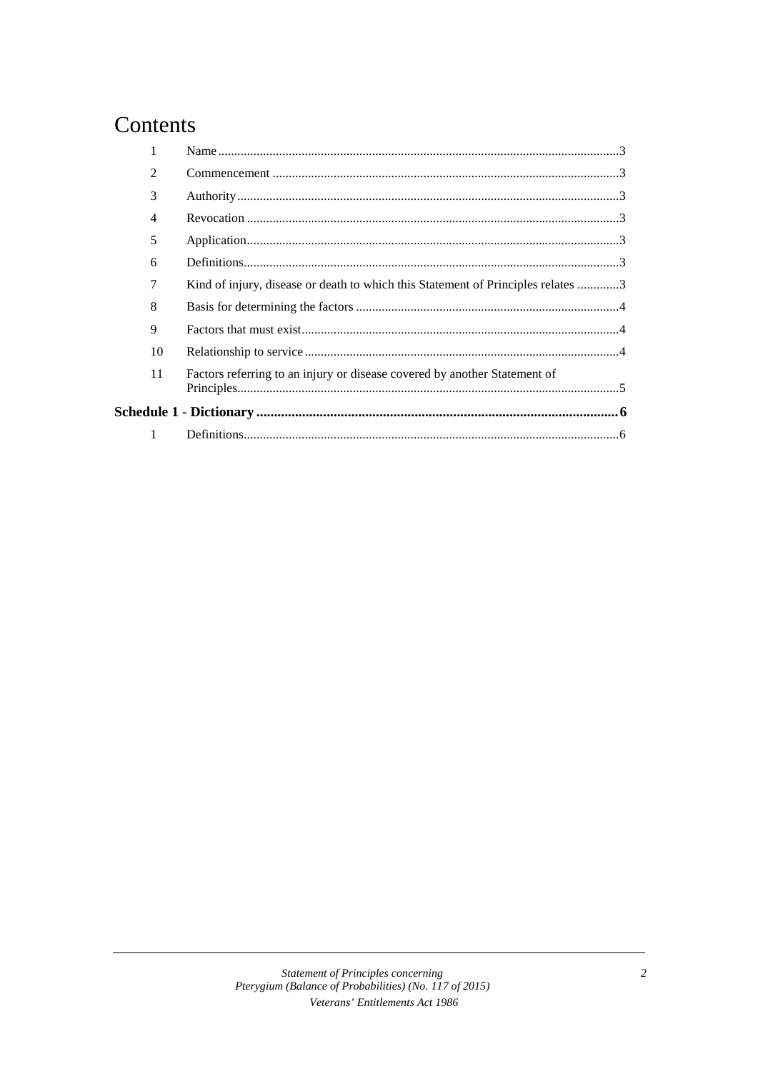# Contents

| | | |
|---|---|---|
| 1 | Name | 3 |
| 2 | Commencement | 3 |
| 3 | Authority | 3 |
| 4 | Revocation | 3 |
| 5 | Application | 3 |
| 6 | Definitions | 3 |
| 7 | Kind of injury, disease or death to which this Statement of Principles relates | 3 |
| 8 | Basis for determining the factors | 4 |
| 9 | Factors that must exist | 4 |
| 10 | Relationship to service | 4 |
| 11 | Factors referring to an injury or disease covered by another Statement of Principles | 5 |
| **Schedule 1 - Dictionary** | | **6** |
| 1 | Definitions | 6 |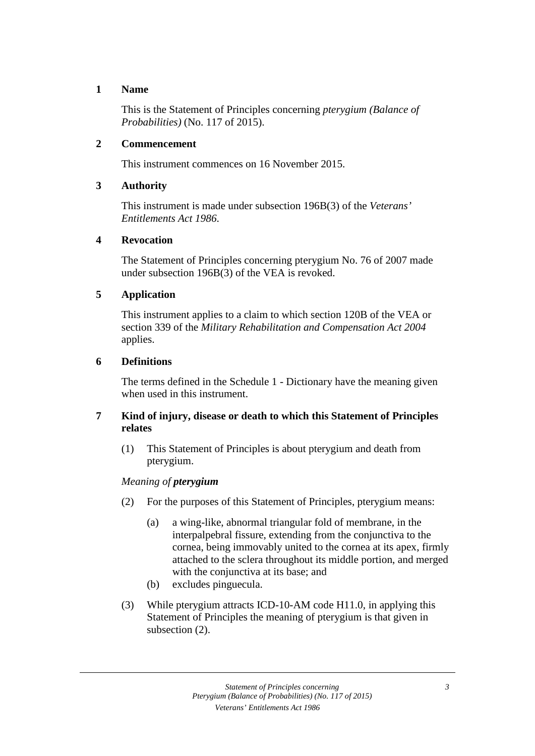## 1 Name

This is the Statement of Principles concerning *pterygium (Balance of Probabilities)* (No. 117 of 2015).

## 2 Commencement

This instrument commences on 16 November 2015.

## 3 Authority

This instrument is made under subsection 196B(3) of the *Veterans' Entitlements Act 1986*.

## 4 Revocation

The Statement of Principles concerning pterygium No. 76 of 2007 made under subsection 196B(3) of the VEA is revoked.

## 5 Application

This instrument applies to a claim to which section 120B of the VEA or section 339 of the *Military Rehabilitation and Compensation Act 2004* applies.

## 6 Definitions

The terms defined in the Schedule 1 - Dictionary have the meaning given when used in this instrument.

## 7 Kind of injury, disease or death to which this Statement of Principles relates

(1) This Statement of Principles is about pterygium and death from pterygium.

*Meaning of **pterygium***

(2) For the purposes of this Statement of Principles, pterygium means:

- (a) a wing-like, abnormal triangular fold of membrane, in the interpalpebral fissure, extending from the conjunctiva to the cornea, being immovably united to the cornea at its apex, firmly attached to the sclera throughout its middle portion, and merged with the conjunctiva at its base; and
- (b) excludes pinguecula.

(3) While pterygium attracts ICD-10-AM code H11.0, in applying this Statement of Principles the meaning of pterygium is that given in subsection (2).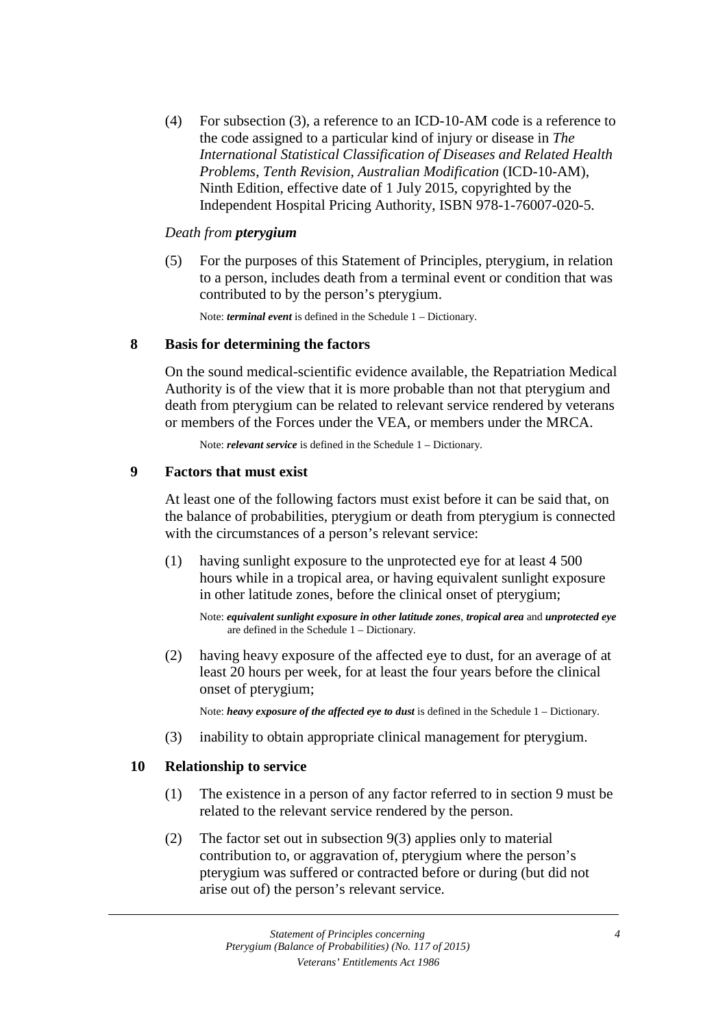(4) For subsection (3), a reference to an ICD-10-AM code is a reference to the code assigned to a particular kind of injury or disease in *The International Statistical Classification of Diseases and Related Health Problems, Tenth Revision, Australian Modification* (ICD-10-AM), Ninth Edition, effective date of 1 July 2015, copyrighted by the Independent Hospital Pricing Authority, ISBN 978-1-76007-020-5.

*Death from **pterygium***

(5) For the purposes of this Statement of Principles, pterygium, in relation to a person, includes death from a terminal event or condition that was contributed to by the person's pterygium.

Note: ***terminal event*** is defined in the Schedule 1 – Dictionary.

## 8 Basis for determining the factors

On the sound medical-scientific evidence available, the Repatriation Medical Authority is of the view that it is more probable than not that pterygium and death from pterygium can be related to relevant service rendered by veterans or members of the Forces under the VEA, or members under the MRCA.

Note: ***relevant service*** is defined in the Schedule 1 – Dictionary.

## 9 Factors that must exist

At least one of the following factors must exist before it can be said that, on the balance of probabilities, pterygium or death from pterygium is connected with the circumstances of a person's relevant service:

(1) having sunlight exposure to the unprotected eye for at least 4 500 hours while in a tropical area, or having equivalent sunlight exposure in other latitude zones, before the clinical onset of pterygium;

Note: ***equivalent sunlight exposure in other latitude zones***, ***tropical area*** and ***unprotected eye*** are defined in the Schedule 1 – Dictionary.

(2) having heavy exposure of the affected eye to dust, for an average of at least 20 hours per week, for at least the four years before the clinical onset of pterygium;

Note: ***heavy exposure of the affected eye to dust*** is defined in the Schedule 1 – Dictionary.

(3) inability to obtain appropriate clinical management for pterygium.

## 10 Relationship to service

(1) The existence in a person of any factor referred to in section 9 must be related to the relevant service rendered by the person.

(2) The factor set out in subsection 9(3) applies only to material contribution to, or aggravation of, pterygium where the person's pterygium was suffered or contracted before or during (but did not arise out of) the person's relevant service.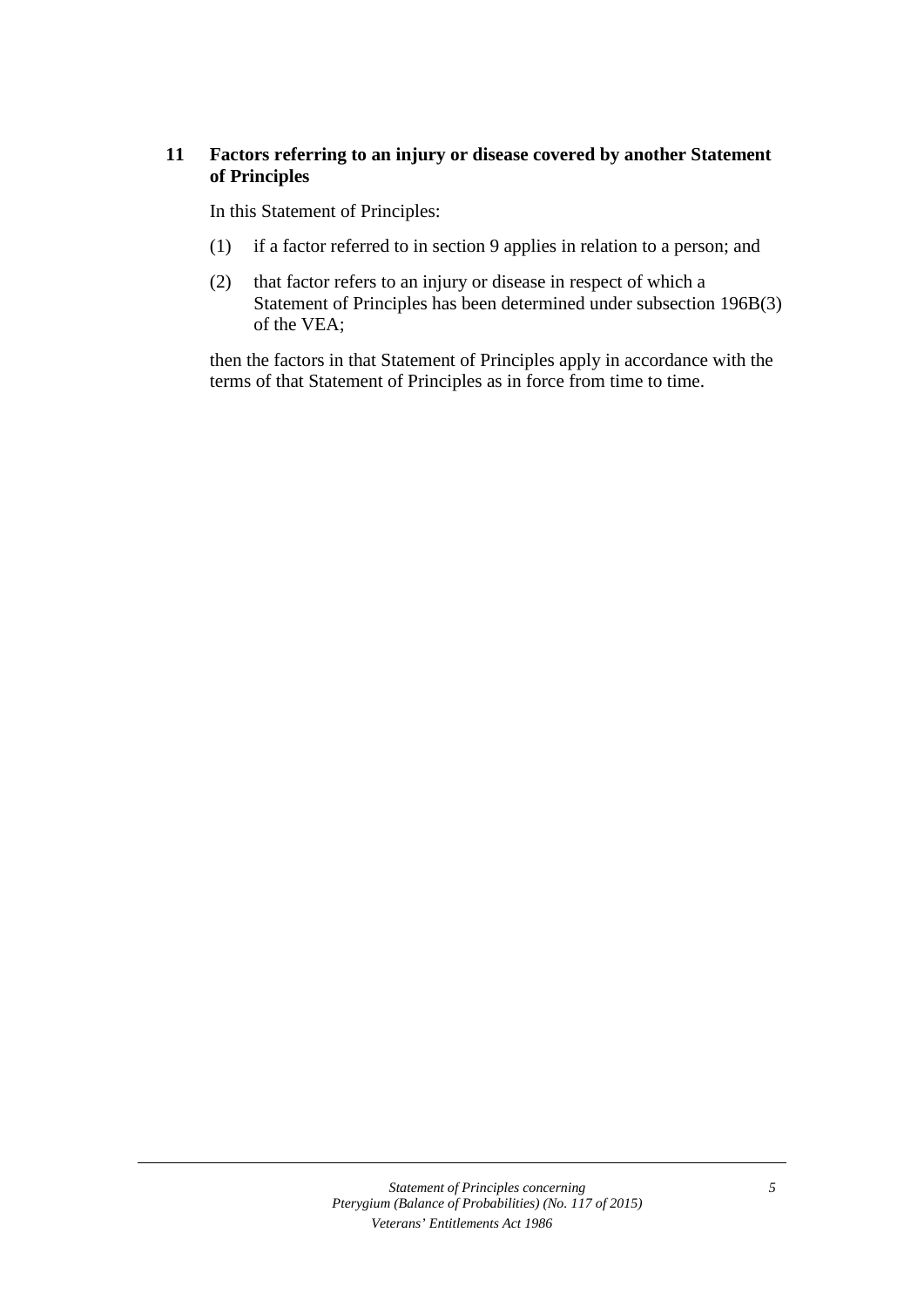## 11 Factors referring to an injury or disease covered by another Statement of Principles

In this Statement of Principles:

(1) if a factor referred to in section 9 applies in relation to a person; and

(2) that factor refers to an injury or disease in respect of which a Statement of Principles has been determined under subsection 196B(3) of the VEA;

then the factors in that Statement of Principles apply in accordance with the terms of that Statement of Principles as in force from time to time.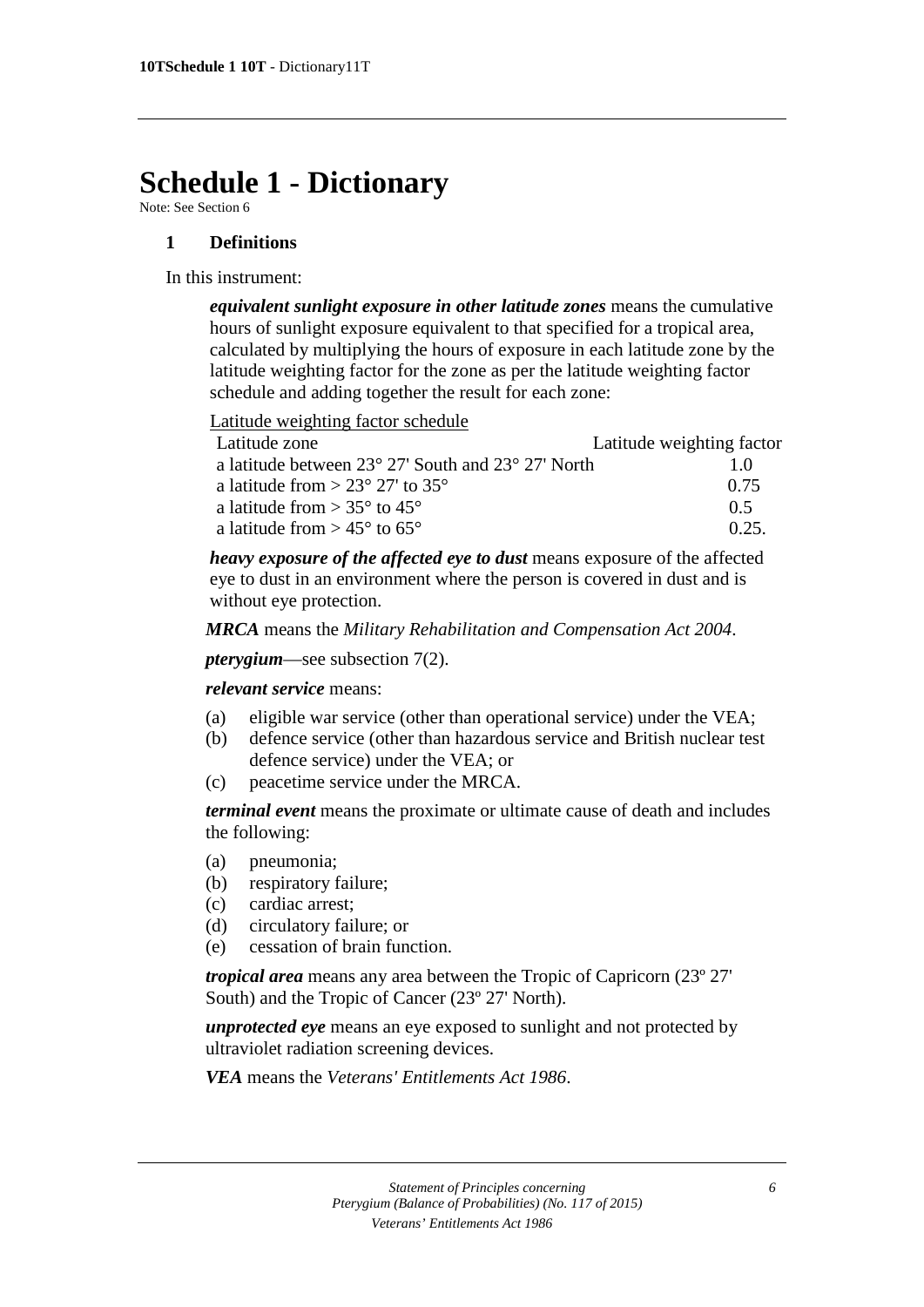# Schedule 1 - Dictionary

Note: See Section 6

## 1 Definitions

In this instrument:

***equivalent sunlight exposure in other latitude zones*** means the cumulative hours of sunlight exposure equivalent to that specified for a tropical area, calculated by multiplying the hours of exposure in each latitude zone by the latitude weighting factor for the zone as per the latitude weighting factor schedule and adding together the result for each zone:

Latitude weighting factor schedule

| Latitude zone | Latitude weighting factor |
|---|---|
| a latitude between 23° 27' South and 23° 27' North | 1.0 |
| a latitude from > 23° 27' to 35° | 0.75 |
| a latitude from > 35° to 45° | 0.5 |
| a latitude from > 45° to 65° | 0.25. |

***heavy exposure of the affected eye to dust*** means exposure of the affected eye to dust in an environment where the person is covered in dust and is without eye protection.

***MRCA*** means the *Military Rehabilitation and Compensation Act 2004*.

***pterygium***—see subsection 7(2).

***relevant service*** means:

(a) eligible war service (other than operational service) under the VEA;
(b) defence service (other than hazardous service and British nuclear test defence service) under the VEA; or
(c) peacetime service under the MRCA.

***terminal event*** means the proximate or ultimate cause of death and includes the following:

(a) pneumonia;
(b) respiratory failure;
(c) cardiac arrest;
(d) circulatory failure; or
(e) cessation of brain function.

***tropical area*** means any area between the Tropic of Capricorn (23º 27' South) and the Tropic of Cancer (23º 27' North).

***unprotected eye*** means an eye exposed to sunlight and not protected by ultraviolet radiation screening devices.

***VEA*** means the *Veterans' Entitlements Act 1986*.